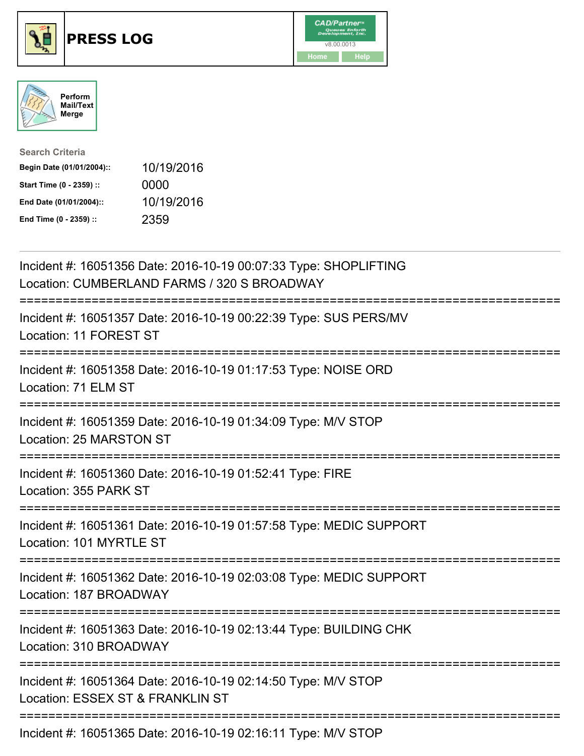# PRESS LOG

Perform Mail/Text Merge

**Search Criteria**

| | |
|---|---|
| **Begin Date (01/01/2004)::** | 10/19/2016 |
| **Start Time (0 - 2359) ::** | 0000 |
| **End Date (01/01/2004)::** | 10/19/2016 |
| **End Time (0 - 2359) ::** | 2359 |

---

Incident #: 16051356 Date: 2016-10-19 00:07:33 Type: SHOPLIFTING
Location: CUMBERLAND FARMS / 320 S BROADWAY

===========================================================================

Incident #: 16051357 Date: 2016-10-19 00:22:39 Type: SUS PERS/MV
Location: 11 FOREST ST

===========================================================================

Incident #: 16051358 Date: 2016-10-19 01:17:53 Type: NOISE ORD
Location: 71 ELM ST

===========================================================================

Incident #: 16051359 Date: 2016-10-19 01:34:09 Type: M/V STOP
Location: 25 MARSTON ST

===========================================================================

Incident #: 16051360 Date: 2016-10-19 01:52:41 Type: FIRE
Location: 355 PARK ST

===========================================================================

Incident #: 16051361 Date: 2016-10-19 01:57:58 Type: MEDIC SUPPORT
Location: 101 MYRTLE ST

===========================================================================

Incident #: 16051362 Date: 2016-10-19 02:03:08 Type: MEDIC SUPPORT
Location: 187 BROADWAY

===========================================================================

Incident #: 16051363 Date: 2016-10-19 02:13:44 Type: BUILDING CHK
Location: 310 BROADWAY

===========================================================================

Incident #: 16051364 Date: 2016-10-19 02:14:50 Type: M/V STOP
Location: ESSEX ST & FRANKLIN ST

===========================================================================

Incident #: 16051365 Date: 2016-10-19 02:16:11 Type: M/V STOP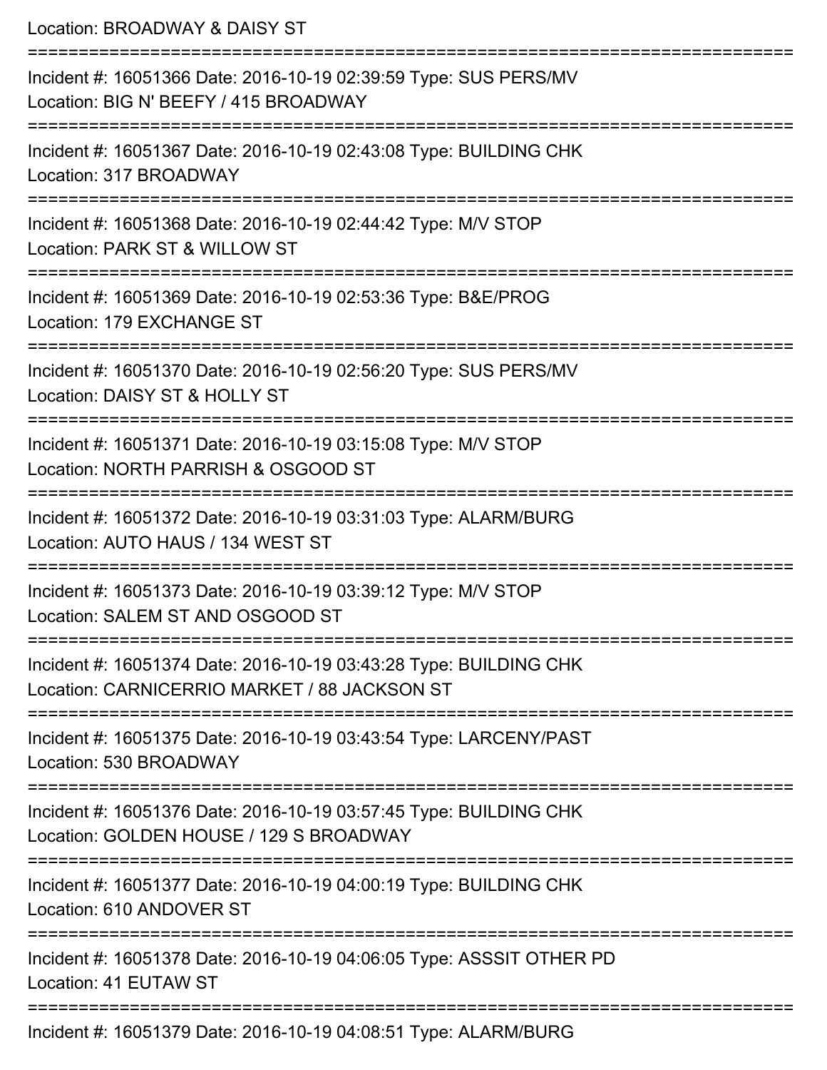Location: BROADWAY & DAISY ST

===========================================================================

Incident #: 16051366 Date: 2016-10-19 02:39:59 Type: SUS PERS/MV
Location: BIG N' BEEFY / 415 BROADWAY

===========================================================================

Incident #: 16051367 Date: 2016-10-19 02:43:08 Type: BUILDING CHK
Location: 317 BROADWAY

===========================================================================

Incident #: 16051368 Date: 2016-10-19 02:44:42 Type: M/V STOP
Location: PARK ST & WILLOW ST

===========================================================================

Incident #: 16051369 Date: 2016-10-19 02:53:36 Type: B&E/PROG
Location: 179 EXCHANGE ST

===========================================================================

Incident #: 16051370 Date: 2016-10-19 02:56:20 Type: SUS PERS/MV
Location: DAISY ST & HOLLY ST

===========================================================================

Incident #: 16051371 Date: 2016-10-19 03:15:08 Type: M/V STOP
Location: NORTH PARRISH & OSGOOD ST

===========================================================================

Incident #: 16051372 Date: 2016-10-19 03:31:03 Type: ALARM/BURG
Location: AUTO HAUS / 134 WEST ST

===========================================================================

Incident #: 16051373 Date: 2016-10-19 03:39:12 Type: M/V STOP
Location: SALEM ST AND OSGOOD ST

===========================================================================

Incident #: 16051374 Date: 2016-10-19 03:43:28 Type: BUILDING CHK
Location: CARNICERRIO MARKET / 88 JACKSON ST

===========================================================================

Incident #: 16051375 Date: 2016-10-19 03:43:54 Type: LARCENY/PAST
Location: 530 BROADWAY

===========================================================================

Incident #: 16051376 Date: 2016-10-19 03:57:45 Type: BUILDING CHK
Location: GOLDEN HOUSE / 129 S BROADWAY

===========================================================================

Incident #: 16051377 Date: 2016-10-19 04:00:19 Type: BUILDING CHK
Location: 610 ANDOVER ST

===========================================================================

Incident #: 16051378 Date: 2016-10-19 04:06:05 Type: ASSSIT OTHER PD
Location: 41 EUTAW ST

===========================================================================

Incident #: 16051379 Date: 2016-10-19 04:08:51 Type: ALARM/BURG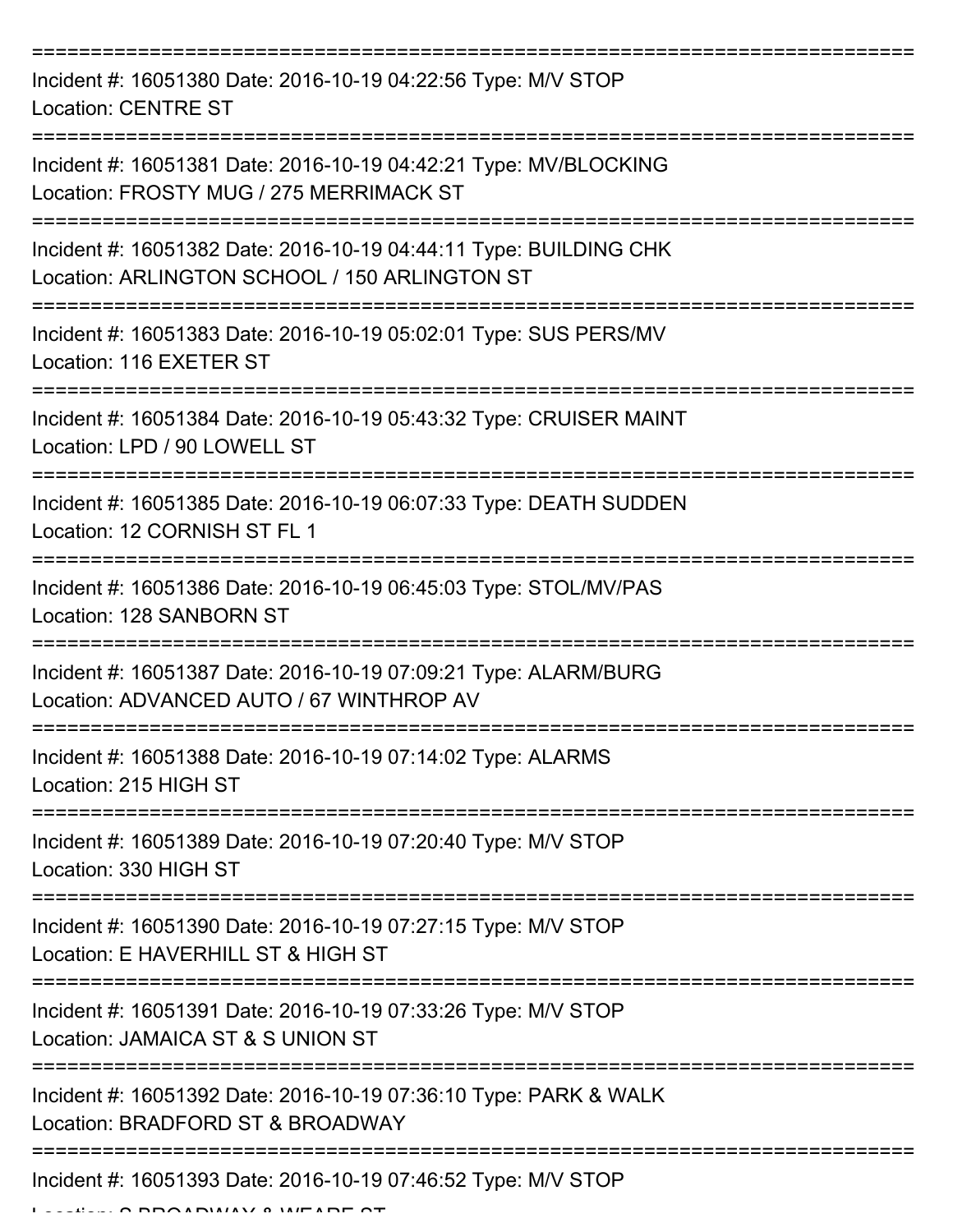===========================================================================

Incident #: 16051380 Date: 2016-10-19 04:22:56 Type: M/V STOP
Location: CENTRE ST

===========================================================================

Incident #: 16051381 Date: 2016-10-19 04:42:21 Type: MV/BLOCKING
Location: FROSTY MUG / 275 MERRIMACK ST

===========================================================================

Incident #: 16051382 Date: 2016-10-19 04:44:11 Type: BUILDING CHK
Location: ARLINGTON SCHOOL / 150 ARLINGTON ST

===========================================================================

Incident #: 16051383 Date: 2016-10-19 05:02:01 Type: SUS PERS/MV
Location: 116 EXETER ST

===========================================================================

Incident #: 16051384 Date: 2016-10-19 05:43:32 Type: CRUISER MAINT
Location: LPD / 90 LOWELL ST

===========================================================================

Incident #: 16051385 Date: 2016-10-19 06:07:33 Type: DEATH SUDDEN
Location: 12 CORNISH ST FL 1

===========================================================================

Incident #: 16051386 Date: 2016-10-19 06:45:03 Type: STOL/MV/PAS
Location: 128 SANBORN ST

===========================================================================

Incident #: 16051387 Date: 2016-10-19 07:09:21 Type: ALARM/BURG
Location: ADVANCED AUTO / 67 WINTHROP AV

===========================================================================

Incident #: 16051388 Date: 2016-10-19 07:14:02 Type: ALARMS
Location: 215 HIGH ST

===========================================================================

Incident #: 16051389 Date: 2016-10-19 07:20:40 Type: M/V STOP
Location: 330 HIGH ST

===========================================================================

Incident #: 16051390 Date: 2016-10-19 07:27:15 Type: M/V STOP
Location: E HAVERHILL ST & HIGH ST

===========================================================================

Incident #: 16051391 Date: 2016-10-19 07:33:26 Type: M/V STOP
Location: JAMAICA ST & S UNION ST

===========================================================================

Incident #: 16051392 Date: 2016-10-19 07:36:10 Type: PARK & WALK
Location: BRADFORD ST & BROADWAY

===========================================================================

Incident #: 16051393 Date: 2016-10-19 07:46:52 Type: M/V STOP
Location: S BROADWAY & WEARE ST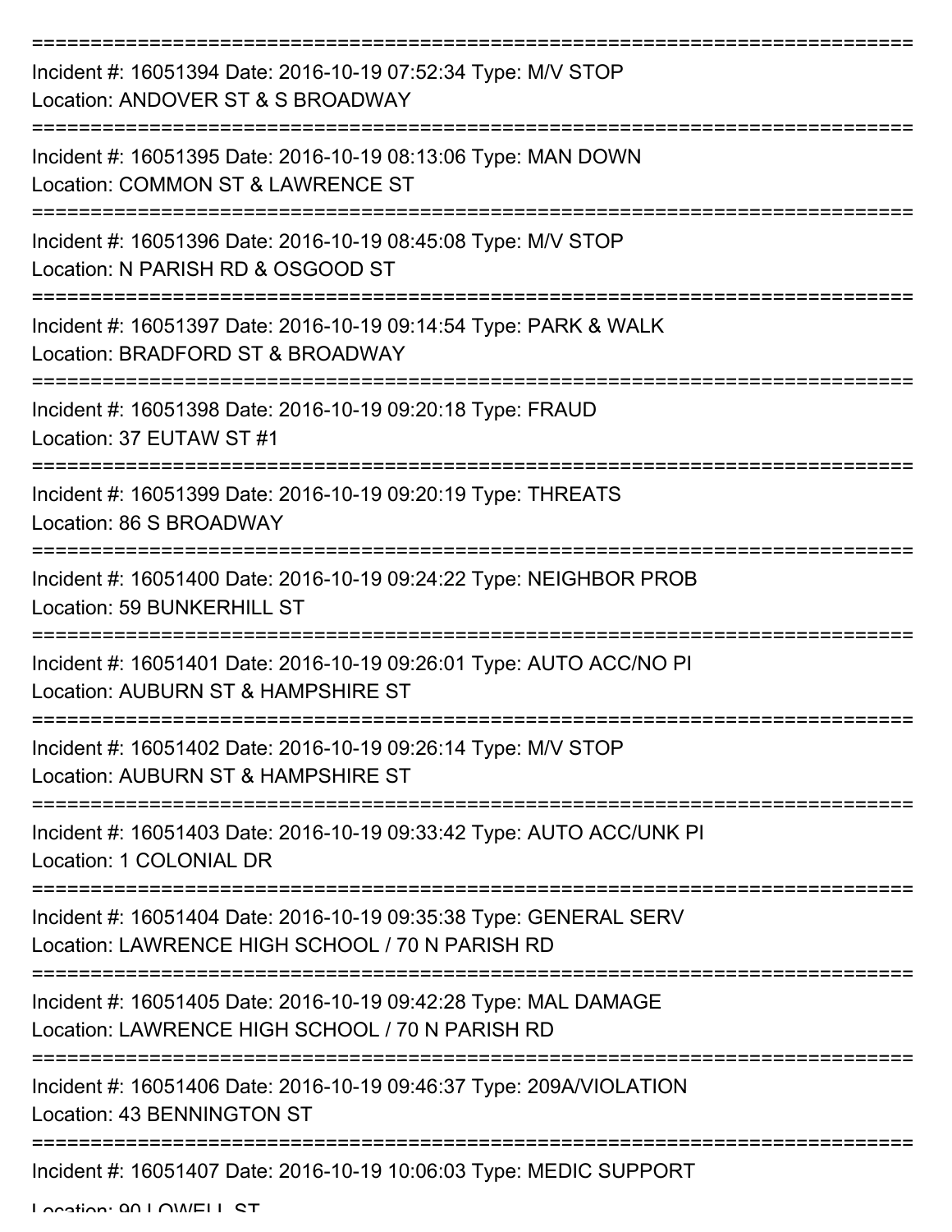===========================================================================

Incident #: 16051394 Date: 2016-10-19 07:52:34 Type: M/V STOP
Location: ANDOVER ST & S BROADWAY

===========================================================================

Incident #: 16051395 Date: 2016-10-19 08:13:06 Type: MAN DOWN
Location: COMMON ST & LAWRENCE ST

===========================================================================

Incident #: 16051396 Date: 2016-10-19 08:45:08 Type: M/V STOP
Location: N PARISH RD & OSGOOD ST

===========================================================================

Incident #: 16051397 Date: 2016-10-19 09:14:54 Type: PARK & WALK
Location: BRADFORD ST & BROADWAY

===========================================================================

Incident #: 16051398 Date: 2016-10-19 09:20:18 Type: FRAUD
Location: 37 EUTAW ST #1

===========================================================================

Incident #: 16051399 Date: 2016-10-19 09:20:19 Type: THREATS
Location: 86 S BROADWAY

===========================================================================

Incident #: 16051400 Date: 2016-10-19 09:24:22 Type: NEIGHBOR PROB
Location: 59 BUNKERHILL ST

===========================================================================

Incident #: 16051401 Date: 2016-10-19 09:26:01 Type: AUTO ACC/NO PI
Location: AUBURN ST & HAMPSHIRE ST

===========================================================================

Incident #: 16051402 Date: 2016-10-19 09:26:14 Type: M/V STOP
Location: AUBURN ST & HAMPSHIRE ST

===========================================================================

Incident #: 16051403 Date: 2016-10-19 09:33:42 Type: AUTO ACC/UNK PI
Location: 1 COLONIAL DR

===========================================================================

Incident #: 16051404 Date: 2016-10-19 09:35:38 Type: GENERAL SERV
Location: LAWRENCE HIGH SCHOOL / 70 N PARISH RD

===========================================================================

Incident #: 16051405 Date: 2016-10-19 09:42:28 Type: MAL DAMAGE
Location: LAWRENCE HIGH SCHOOL / 70 N PARISH RD

===========================================================================

Incident #: 16051406 Date: 2016-10-19 09:46:37 Type: 209A/VIOLATION
Location: 43 BENNINGTON ST

===========================================================================

Incident #: 16051407 Date: 2016-10-19 10:06:03 Type: MEDIC SUPPORT
Location: 90 LOWELL ST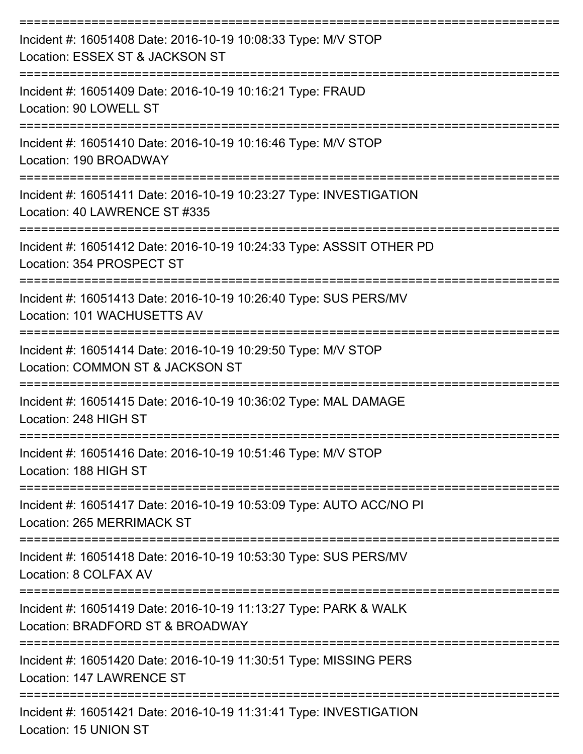===========================================================================

Incident #: 16051408 Date: 2016-10-19 10:08:33 Type: M/V STOP
Location: ESSEX ST & JACKSON ST

===========================================================================

Incident #: 16051409 Date: 2016-10-19 10:16:21 Type: FRAUD
Location: 90 LOWELL ST

===========================================================================

Incident #: 16051410 Date: 2016-10-19 10:16:46 Type: M/V STOP
Location: 190 BROADWAY

===========================================================================

Incident #: 16051411 Date: 2016-10-19 10:23:27 Type: INVESTIGATION
Location: 40 LAWRENCE ST #335

===========================================================================

Incident #: 16051412 Date: 2016-10-19 10:24:33 Type: ASSSIT OTHER PD
Location: 354 PROSPECT ST

===========================================================================

Incident #: 16051413 Date: 2016-10-19 10:26:40 Type: SUS PERS/MV
Location: 101 WACHUSETTS AV

===========================================================================

Incident #: 16051414 Date: 2016-10-19 10:29:50 Type: M/V STOP
Location: COMMON ST & JACKSON ST

===========================================================================

Incident #: 16051415 Date: 2016-10-19 10:36:02 Type: MAL DAMAGE
Location: 248 HIGH ST

===========================================================================

Incident #: 16051416 Date: 2016-10-19 10:51:46 Type: M/V STOP
Location: 188 HIGH ST

===========================================================================

Incident #: 16051417 Date: 2016-10-19 10:53:09 Type: AUTO ACC/NO PI
Location: 265 MERRIMACK ST

===========================================================================

Incident #: 16051418 Date: 2016-10-19 10:53:30 Type: SUS PERS/MV
Location: 8 COLFAX AV

===========================================================================

Incident #: 16051419 Date: 2016-10-19 11:13:27 Type: PARK & WALK
Location: BRADFORD ST & BROADWAY

===========================================================================

Incident #: 16051420 Date: 2016-10-19 11:30:51 Type: MISSING PERS
Location: 147 LAWRENCE ST

===========================================================================

Incident #: 16051421 Date: 2016-10-19 11:31:41 Type: INVESTIGATION
Location: 15 UNION ST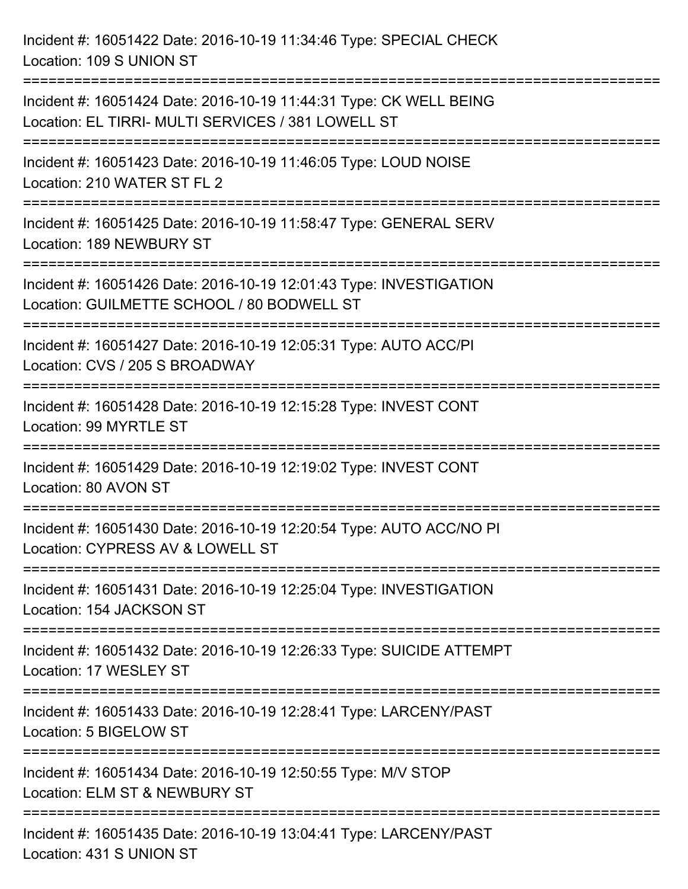Incident #: 16051422 Date: 2016-10-19 11:34:46 Type: SPECIAL CHECK
Location: 109 S UNION ST

===========================================================================

Incident #: 16051424 Date: 2016-10-19 11:44:31 Type: CK WELL BEING
Location: EL TIRRI- MULTI SERVICES / 381 LOWELL ST

===========================================================================

Incident #: 16051423 Date: 2016-10-19 11:46:05 Type: LOUD NOISE
Location: 210 WATER ST FL 2

===========================================================================

Incident #: 16051425 Date: 2016-10-19 11:58:47 Type: GENERAL SERV
Location: 189 NEWBURY ST

===========================================================================

Incident #: 16051426 Date: 2016-10-19 12:01:43 Type: INVESTIGATION
Location: GUILMETTE SCHOOL / 80 BODWELL ST

===========================================================================

Incident #: 16051427 Date: 2016-10-19 12:05:31 Type: AUTO ACC/PI
Location: CVS / 205 S BROADWAY

===========================================================================

Incident #: 16051428 Date: 2016-10-19 12:15:28 Type: INVEST CONT
Location: 99 MYRTLE ST

===========================================================================

Incident #: 16051429 Date: 2016-10-19 12:19:02 Type: INVEST CONT
Location: 80 AVON ST

===========================================================================

Incident #: 16051430 Date: 2016-10-19 12:20:54 Type: AUTO ACC/NO PI
Location: CYPRESS AV & LOWELL ST

===========================================================================

Incident #: 16051431 Date: 2016-10-19 12:25:04 Type: INVESTIGATION
Location: 154 JACKSON ST

===========================================================================

Incident #: 16051432 Date: 2016-10-19 12:26:33 Type: SUICIDE ATTEMPT
Location: 17 WESLEY ST

===========================================================================

Incident #: 16051433 Date: 2016-10-19 12:28:41 Type: LARCENY/PAST
Location: 5 BIGELOW ST

===========================================================================

Incident #: 16051434 Date: 2016-10-19 12:50:55 Type: M/V STOP
Location: ELM ST & NEWBURY ST

===========================================================================

Incident #: 16051435 Date: 2016-10-19 13:04:41 Type: LARCENY/PAST
Location: 431 S UNION ST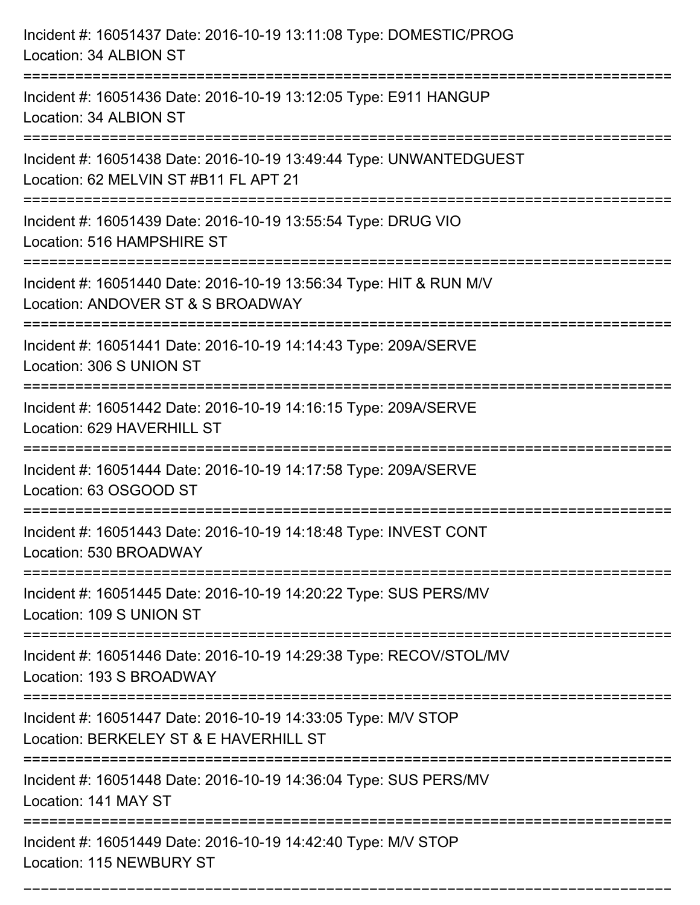Incident #: 16051437 Date: 2016-10-19 13:11:08 Type: DOMESTIC/PROG
Location: 34 ALBION ST

===========================================================================

Incident #: 16051436 Date: 2016-10-19 13:12:05 Type: E911 HANGUP
Location: 34 ALBION ST

===========================================================================

Incident #: 16051438 Date: 2016-10-19 13:49:44 Type: UNWANTEDGUEST
Location: 62 MELVIN ST #B11 FL APT 21

===========================================================================

Incident #: 16051439 Date: 2016-10-19 13:55:54 Type: DRUG VIO
Location: 516 HAMPSHIRE ST

===========================================================================

Incident #: 16051440 Date: 2016-10-19 13:56:34 Type: HIT & RUN M/V
Location: ANDOVER ST & S BROADWAY

===========================================================================

Incident #: 16051441 Date: 2016-10-19 14:14:43 Type: 209A/SERVE
Location: 306 S UNION ST

===========================================================================

Incident #: 16051442 Date: 2016-10-19 14:16:15 Type: 209A/SERVE
Location: 629 HAVERHILL ST

===========================================================================

Incident #: 16051444 Date: 2016-10-19 14:17:58 Type: 209A/SERVE
Location: 63 OSGOOD ST

===========================================================================

Incident #: 16051443 Date: 2016-10-19 14:18:48 Type: INVEST CONT
Location: 530 BROADWAY

===========================================================================

Incident #: 16051445 Date: 2016-10-19 14:20:22 Type: SUS PERS/MV
Location: 109 S UNION ST

===========================================================================

Incident #: 16051446 Date: 2016-10-19 14:29:38 Type: RECOV/STOL/MV
Location: 193 S BROADWAY

===========================================================================

Incident #: 16051447 Date: 2016-10-19 14:33:05 Type: M/V STOP
Location: BERKELEY ST & E HAVERHILL ST

===========================================================================

Incident #: 16051448 Date: 2016-10-19 14:36:04 Type: SUS PERS/MV
Location: 141 MAY ST

===========================================================================

Incident #: 16051449 Date: 2016-10-19 14:42:40 Type: M/V STOP
Location: 115 NEWBURY ST

===========================================================================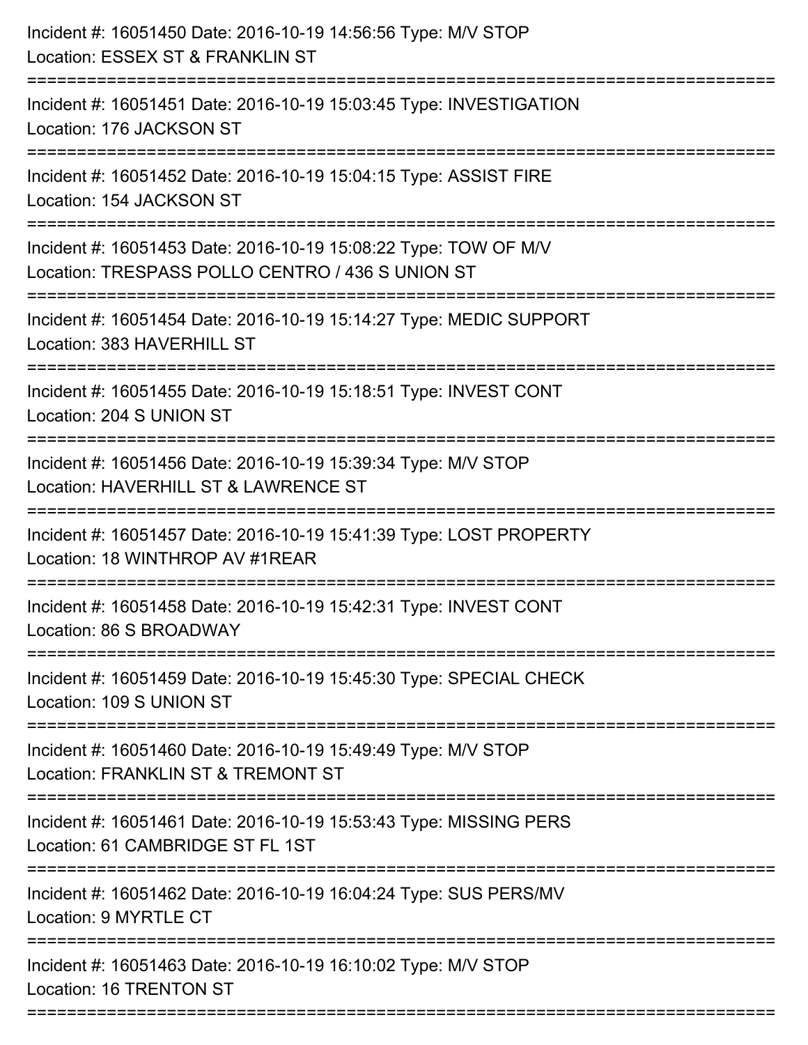Incident #: 16051450 Date: 2016-10-19 14:56:56 Type: M/V STOP
Location: ESSEX ST & FRANKLIN ST

===========================================================================

Incident #: 16051451 Date: 2016-10-19 15:03:45 Type: INVESTIGATION
Location: 176 JACKSON ST

===========================================================================

Incident #: 16051452 Date: 2016-10-19 15:04:15 Type: ASSIST FIRE
Location: 154 JACKSON ST

===========================================================================

Incident #: 16051453 Date: 2016-10-19 15:08:22 Type: TOW OF M/V
Location: TRESPASS POLLO CENTRO / 436 S UNION ST

===========================================================================

Incident #: 16051454 Date: 2016-10-19 15:14:27 Type: MEDIC SUPPORT
Location: 383 HAVERHILL ST

===========================================================================

Incident #: 16051455 Date: 2016-10-19 15:18:51 Type: INVEST CONT
Location: 204 S UNION ST

===========================================================================

Incident #: 16051456 Date: 2016-10-19 15:39:34 Type: M/V STOP
Location: HAVERHILL ST & LAWRENCE ST

===========================================================================

Incident #: 16051457 Date: 2016-10-19 15:41:39 Type: LOST PROPERTY
Location: 18 WINTHROP AV #1REAR

===========================================================================

Incident #: 16051458 Date: 2016-10-19 15:42:31 Type: INVEST CONT
Location: 86 S BROADWAY

===========================================================================

Incident #: 16051459 Date: 2016-10-19 15:45:30 Type: SPECIAL CHECK
Location: 109 S UNION ST

===========================================================================

Incident #: 16051460 Date: 2016-10-19 15:49:49 Type: M/V STOP
Location: FRANKLIN ST & TREMONT ST

===========================================================================

Incident #: 16051461 Date: 2016-10-19 15:53:43 Type: MISSING PERS
Location: 61 CAMBRIDGE ST FL 1ST

===========================================================================

Incident #: 16051462 Date: 2016-10-19 16:04:24 Type: SUS PERS/MV
Location: 9 MYRTLE CT

===========================================================================

Incident #: 16051463 Date: 2016-10-19 16:10:02 Type: M/V STOP
Location: 16 TRENTON ST

===========================================================================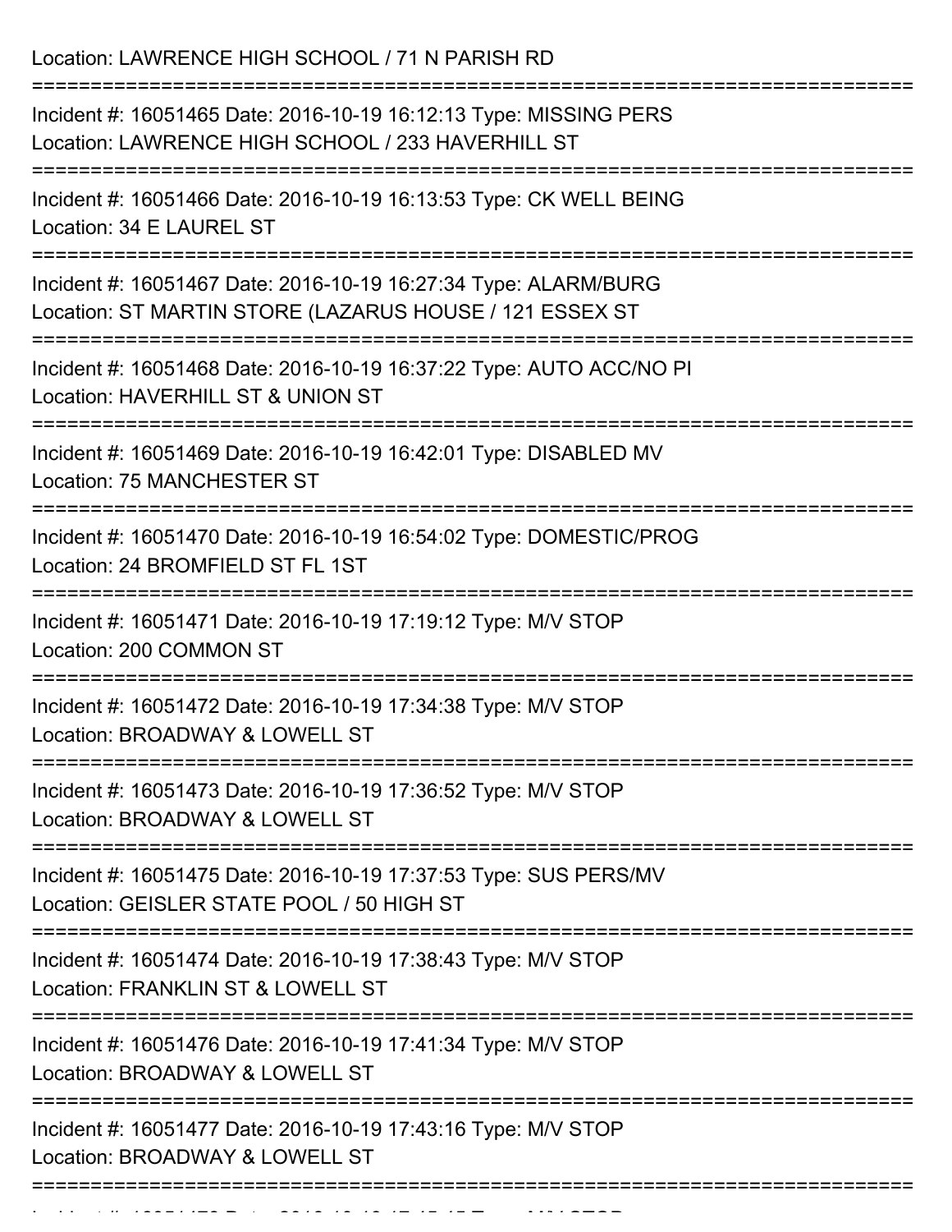Location: LAWRENCE HIGH SCHOOL / 71 N PARISH RD

===========================================================================

Incident #: 16051465 Date: 2016-10-19 16:12:13 Type: MISSING PERS
Location: LAWRENCE HIGH SCHOOL / 233 HAVERHILL ST

===========================================================================

Incident #: 16051466 Date: 2016-10-19 16:13:53 Type: CK WELL BEING
Location: 34 E LAUREL ST

===========================================================================

Incident #: 16051467 Date: 2016-10-19 16:27:34 Type: ALARM/BURG
Location: ST MARTIN STORE (LAZARUS HOUSE / 121 ESSEX ST

===========================================================================

Incident #: 16051468 Date: 2016-10-19 16:37:22 Type: AUTO ACC/NO PI
Location: HAVERHILL ST & UNION ST

===========================================================================

Incident #: 16051469 Date: 2016-10-19 16:42:01 Type: DISABLED MV
Location: 75 MANCHESTER ST

===========================================================================

Incident #: 16051470 Date: 2016-10-19 16:54:02 Type: DOMESTIC/PROG
Location: 24 BROMFIELD ST FL 1ST

===========================================================================

Incident #: 16051471 Date: 2016-10-19 17:19:12 Type: M/V STOP
Location: 200 COMMON ST

===========================================================================

Incident #: 16051472 Date: 2016-10-19 17:34:38 Type: M/V STOP
Location: BROADWAY & LOWELL ST

===========================================================================

Incident #: 16051473 Date: 2016-10-19 17:36:52 Type: M/V STOP
Location: BROADWAY & LOWELL ST

===========================================================================

Incident #: 16051475 Date: 2016-10-19 17:37:53 Type: SUS PERS/MV
Location: GEISLER STATE POOL / 50 HIGH ST

===========================================================================

Incident #: 16051474 Date: 2016-10-19 17:38:43 Type: M/V STOP
Location: FRANKLIN ST & LOWELL ST

===========================================================================

Incident #: 16051476 Date: 2016-10-19 17:41:34 Type: M/V STOP
Location: BROADWAY & LOWELL ST

===========================================================================

Incident #: 16051477 Date: 2016-10-19 17:43:16 Type: M/V STOP
Location: BROADWAY & LOWELL ST

===========================================================================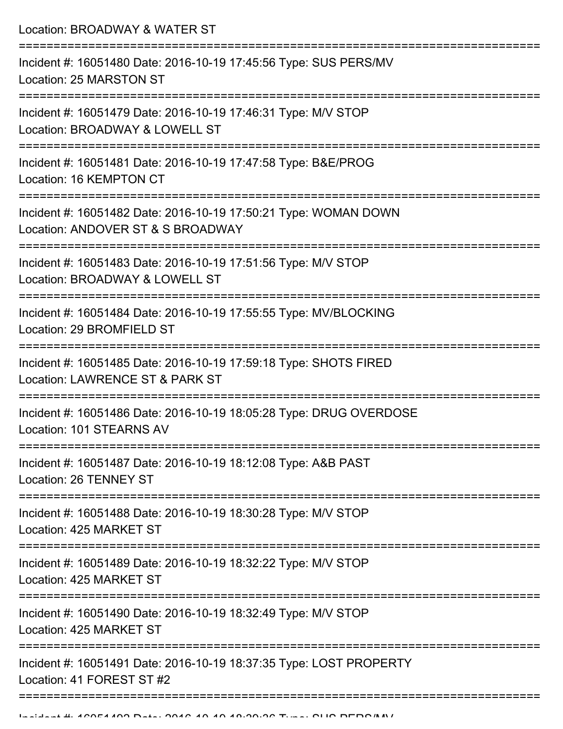Location: BROADWAY & WATER ST

===========================================================================

Incident #: 16051480 Date: 2016-10-19 17:45:56 Type: SUS PERS/MV
Location: 25 MARSTON ST

===========================================================================

Incident #: 16051479 Date: 2016-10-19 17:46:31 Type: M/V STOP
Location: BROADWAY & LOWELL ST

===========================================================================

Incident #: 16051481 Date: 2016-10-19 17:47:58 Type: B&E/PROG
Location: 16 KEMPTON CT

===========================================================================

Incident #: 16051482 Date: 2016-10-19 17:50:21 Type: WOMAN DOWN
Location: ANDOVER ST & S BROADWAY

===========================================================================

Incident #: 16051483 Date: 2016-10-19 17:51:56 Type: M/V STOP
Location: BROADWAY & LOWELL ST

===========================================================================

Incident #: 16051484 Date: 2016-10-19 17:55:55 Type: MV/BLOCKING
Location: 29 BROMFIELD ST

===========================================================================

Incident #: 16051485 Date: 2016-10-19 17:59:18 Type: SHOTS FIRED
Location: LAWRENCE ST & PARK ST

===========================================================================

Incident #: 16051486 Date: 2016-10-19 18:05:28 Type: DRUG OVERDOSE
Location: 101 STEARNS AV

===========================================================================

Incident #: 16051487 Date: 2016-10-19 18:12:08 Type: A&B PAST
Location: 26 TENNEY ST

===========================================================================

Incident #: 16051488 Date: 2016-10-19 18:30:28 Type: M/V STOP
Location: 425 MARKET ST

===========================================================================

Incident #: 16051489 Date: 2016-10-19 18:32:22 Type: M/V STOP
Location: 425 MARKET ST

===========================================================================

Incident #: 16051490 Date: 2016-10-19 18:32:49 Type: M/V STOP
Location: 425 MARKET ST

===========================================================================

Incident #: 16051491 Date: 2016-10-19 18:37:35 Type: LOST PROPERTY
Location: 41 FOREST ST #2

===========================================================================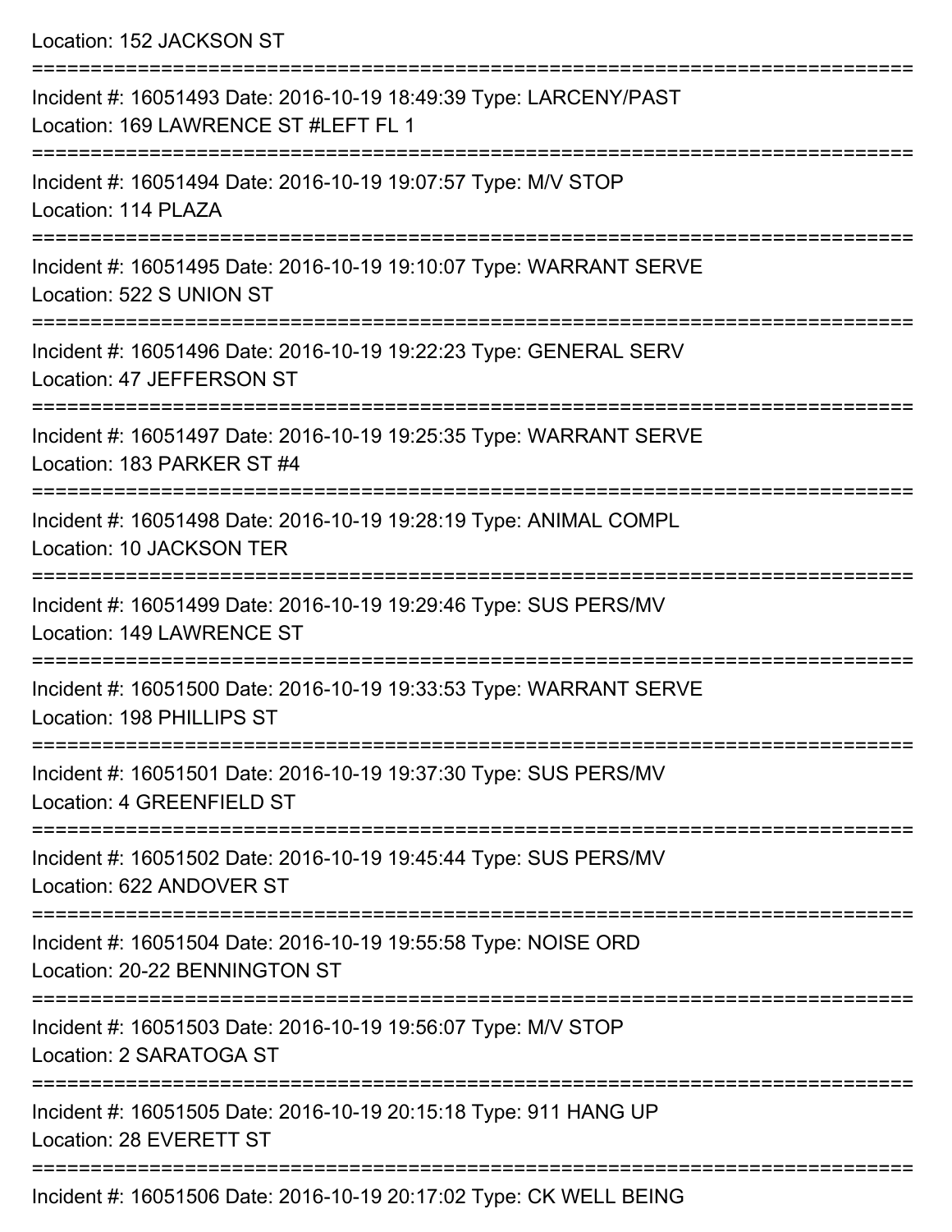Location: 152 JACKSON ST

===========================================================================

Incident #: 16051493 Date: 2016-10-19 18:49:39 Type: LARCENY/PAST
Location: 169 LAWRENCE ST #LEFT FL 1

===========================================================================

Incident #: 16051494 Date: 2016-10-19 19:07:57 Type: M/V STOP
Location: 114 PLAZA

===========================================================================

Incident #: 16051495 Date: 2016-10-19 19:10:07 Type: WARRANT SERVE
Location: 522 S UNION ST

===========================================================================

Incident #: 16051496 Date: 2016-10-19 19:22:23 Type: GENERAL SERV
Location: 47 JEFFERSON ST

===========================================================================

Incident #: 16051497 Date: 2016-10-19 19:25:35 Type: WARRANT SERVE
Location: 183 PARKER ST #4

===========================================================================

Incident #: 16051498 Date: 2016-10-19 19:28:19 Type: ANIMAL COMPL
Location: 10 JACKSON TER

===========================================================================

Incident #: 16051499 Date: 2016-10-19 19:29:46 Type: SUS PERS/MV
Location: 149 LAWRENCE ST

===========================================================================

Incident #: 16051500 Date: 2016-10-19 19:33:53 Type: WARRANT SERVE
Location: 198 PHILLIPS ST

===========================================================================

Incident #: 16051501 Date: 2016-10-19 19:37:30 Type: SUS PERS/MV
Location: 4 GREENFIELD ST

===========================================================================

Incident #: 16051502 Date: 2016-10-19 19:45:44 Type: SUS PERS/MV
Location: 622 ANDOVER ST

===========================================================================

Incident #: 16051504 Date: 2016-10-19 19:55:58 Type: NOISE ORD
Location: 20-22 BENNINGTON ST

===========================================================================

Incident #: 16051503 Date: 2016-10-19 19:56:07 Type: M/V STOP
Location: 2 SARATOGA ST

===========================================================================

Incident #: 16051505 Date: 2016-10-19 20:15:18 Type: 911 HANG UP
Location: 28 EVERETT ST

===========================================================================

Incident #: 16051506 Date: 2016-10-19 20:17:02 Type: CK WELL BEING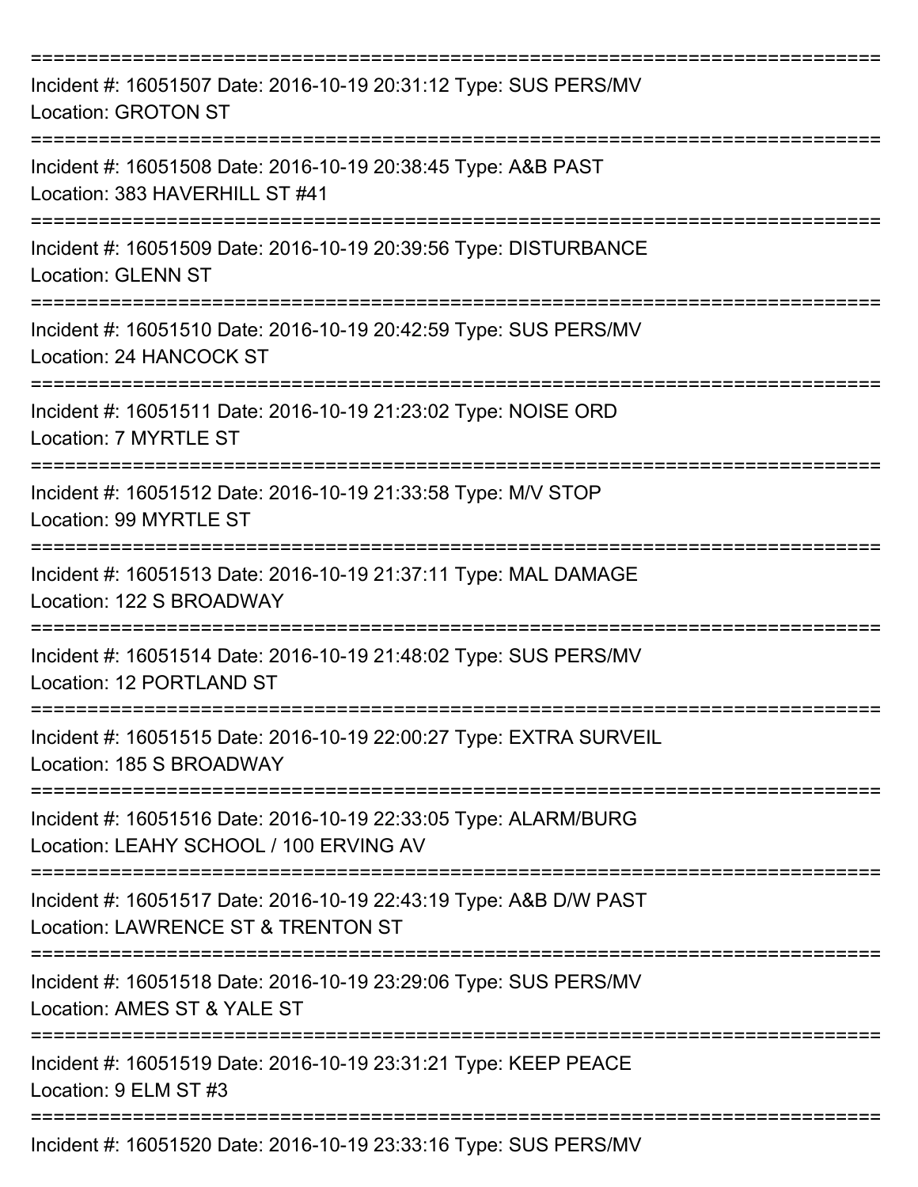===========================================================================
Incident #: 16051507 Date: 2016-10-19 20:31:12 Type: SUS PERS/MV
Location: GROTON ST
===========================================================================
Incident #: 16051508 Date: 2016-10-19 20:38:45 Type: A&B PAST
Location: 383 HAVERHILL ST #41
===========================================================================
Incident #: 16051509 Date: 2016-10-19 20:39:56 Type: DISTURBANCE
Location: GLENN ST
===========================================================================
Incident #: 16051510 Date: 2016-10-19 20:42:59 Type: SUS PERS/MV
Location: 24 HANCOCK ST
===========================================================================
Incident #: 16051511 Date: 2016-10-19 21:23:02 Type: NOISE ORD
Location: 7 MYRTLE ST
===========================================================================
Incident #: 16051512 Date: 2016-10-19 21:33:58 Type: M/V STOP
Location: 99 MYRTLE ST
===========================================================================
Incident #: 16051513 Date: 2016-10-19 21:37:11 Type: MAL DAMAGE
Location: 122 S BROADWAY
===========================================================================
Incident #: 16051514 Date: 2016-10-19 21:48:02 Type: SUS PERS/MV
Location: 12 PORTLAND ST
===========================================================================
Incident #: 16051515 Date: 2016-10-19 22:00:27 Type: EXTRA SURVEIL
Location: 185 S BROADWAY
===========================================================================
Incident #: 16051516 Date: 2016-10-19 22:33:05 Type: ALARM/BURG
Location: LEAHY SCHOOL / 100 ERVING AV
===========================================================================
Incident #: 16051517 Date: 2016-10-19 22:43:19 Type: A&B D/W PAST
Location: LAWRENCE ST & TRENTON ST
===========================================================================
Incident #: 16051518 Date: 2016-10-19 23:29:06 Type: SUS PERS/MV
Location: AMES ST & YALE ST
===========================================================================
Incident #: 16051519 Date: 2016-10-19 23:31:21 Type: KEEP PEACE
Location: 9 ELM ST #3
===========================================================================
Incident #: 16051520 Date: 2016-10-19 23:33:16 Type: SUS PERS/MV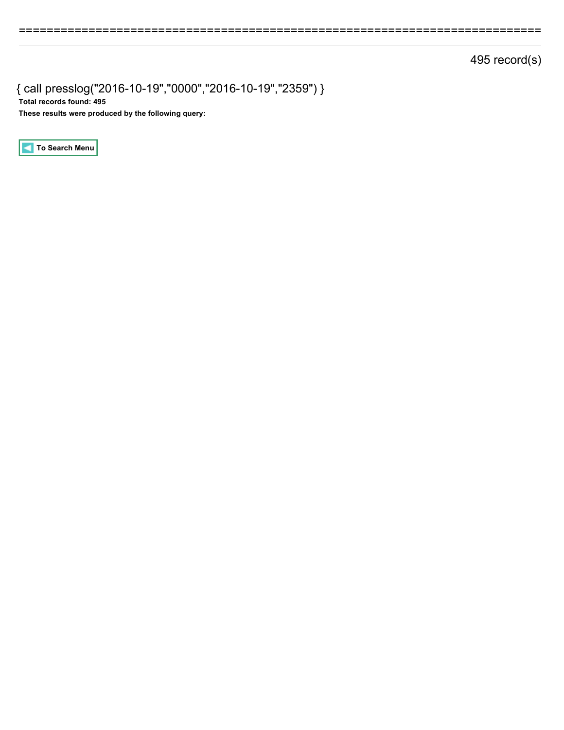===========================================================================

---

495 record(s)

{ call presslog("2016-10-19","0000","2016-10-19","2359") }

**Total records found: 495**

**These results were produced by the following query:**

**To Search Menu**